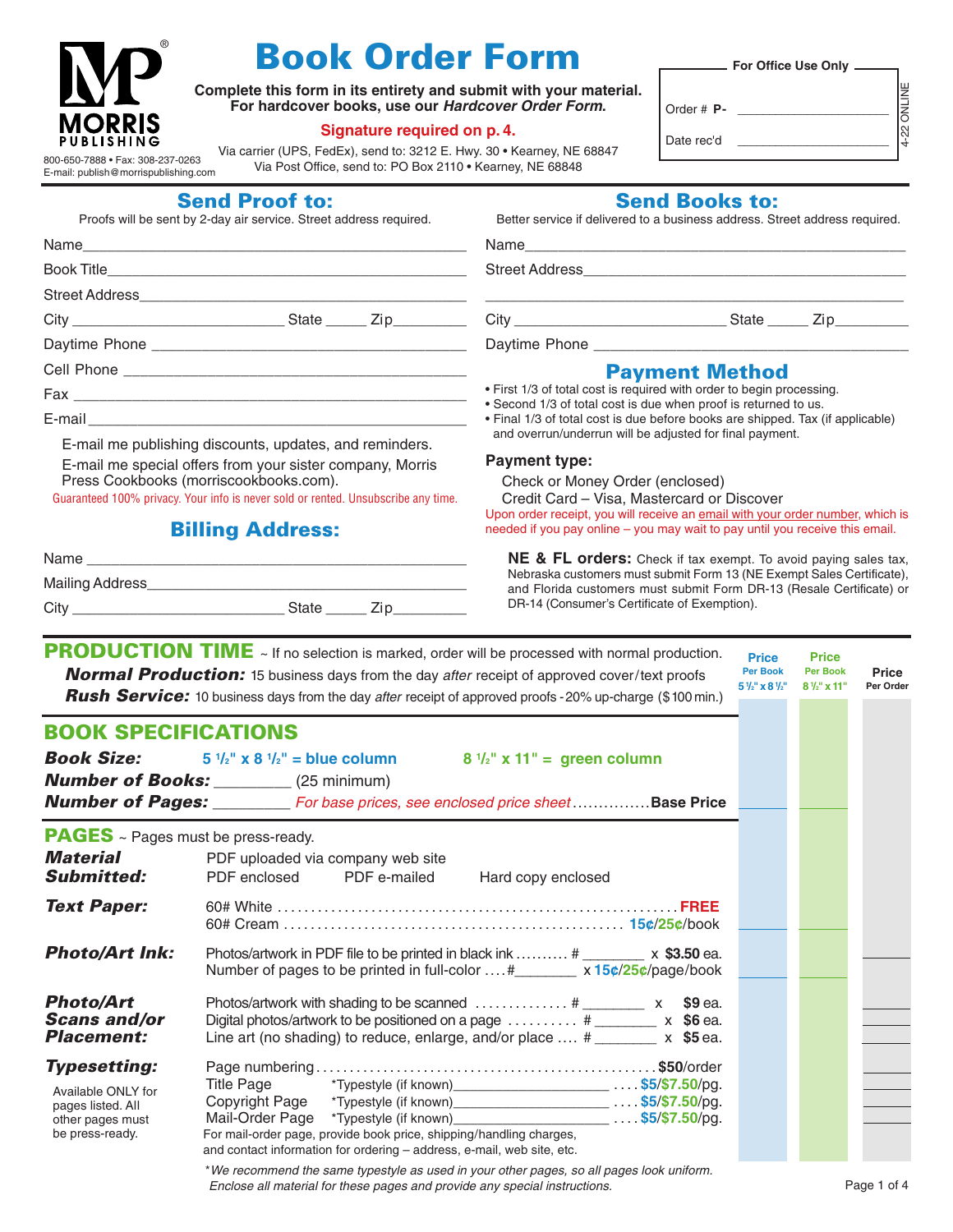MORRIS PUBLISHING®

800-650-7888 • Fax: 308-237-0263
E-mail: publish@morrispublishing.com

# Book Order Form

**Complete this form in its entirety and submit with your material.**
**For hardcover books, use our *Hardcover Order Form*.**

**Signature required on p. 4.**

Via carrier (UPS, FedEx), send to: 3212 E. Hwy. 30 • Kearney, NE 68847
Via Post Office, send to: PO Box 2110 • Kearney, NE 68848

**For Office Use Only**

Order # **P-** ____________________

Date rec'd ____________________

4-22 ONLINE

## Send Proof to:

Proofs will be sent by 2-day air service. Street address required.

Name ________________________________________

Book Title ________________________________________

Street Address ________________________________________

City ____________________ State _____ Zip ________

Daytime Phone ________________________________________

Cell Phone ________________________________________

Fax ________________________________________

E-mail ________________________________________

E-mail me publishing discounts, updates, and reminders.

E-mail me special offers from your sister company, Morris Press Cookbooks (morriscookbooks.com).

Guaranteed 100% privacy. Your info is never sold or rented. Unsubscribe any time.

## Billing Address:

Name ________________________________________

Mailing Address ________________________________________

City ____________________ State _____ Zip ________

## Send Books to:

Better service if delivered to a business address. Street address required.

Name ________________________________________

Street Address ________________________________________

________________________________________

City ____________________ State _____ Zip ________

Daytime Phone ________________________________________

## Payment Method

- First 1/3 of total cost is required with order to begin processing.
- Second 1/3 of total cost is due when proof is returned to us.
- Final 1/3 of total cost is due before books are shipped. Tax (if applicable) and overrun/underrun will be adjusted for final payment.

**Payment type:**

Check or Money Order (enclosed)

Credit Card – Visa, Mastercard or Discover

Upon order receipt, you will receive an email with your order number, which is needed if you pay online – you may wait to pay until you receive this email.

**NE & FL orders:** Check if tax exempt. To avoid paying sales tax, Nebraska customers must submit Form 13 (NE Exempt Sales Certificate), and Florida customers must submit Form DR-13 (Resale Certificate) or DR-14 (Consumer's Certificate of Exemption).

## PRODUCTION TIME

~ If no selection is marked, order will be processed with normal production.

***Normal Production:*** 15 business days from the day *after* receipt of approved cover/text proofs

***Rush Service:*** 10 business days from the day *after* receipt of approved proofs - 20% up-charge ($100 min.)

| | Price Per Book 5 ½" x 8 ½" | Price Per Book 8 ½" x 11" | Price Per Order |
|---|---|---|---|

## BOOK SPECIFICATIONS

***Book Size:*** 5 ½" x 8 ½" = blue column 8 ½" x 11" = green column

***Number of Books:*** ________ (25 minimum)

***Number of Pages:*** ________ *For base prices, see enclosed price sheet* ............... **Base Price**

## PAGES

~ Pages must be press-ready.

***Material Submitted:***
PDF uploaded via company web site
PDF enclosed  PDF e-mailed  Hard copy enclosed

***Text Paper:***
60# White ........................................................... **FREE**
60# Cream .................................................. **15¢/25¢**/book

***Photo/Art Ink:***
Photos/artwork in PDF file to be printed in black ink .......... # ________ x **$3.50** ea.
Number of pages to be printed in full-color ....# ________ x **15¢/25¢**/page/book

***Photo/Art Scans and/or Placement:***
Photos/artwork with shading to be scanned .............. # ________ x **$9** ea.
Digital photos/artwork to be positioned on a page .......... # ________ x **$6** ea.
Line art (no shading) to reduce, enlarge, and/or place .... # ________ x **$5** ea.

***Typesetting:***

Available ONLY for pages listed. All other pages must be press-ready.

Page numbering ................................................. **$50**/order
Title Page  *Typestyle (if known) ____________________ .... **$5/$7.50**/pg.
Copyright Page  *Typestyle (if known) ____________________ .... **$5/$7.50**/pg.
Mail-Order Page  *Typestyle (if known) ____________________ .... **$5/$7.50**/pg.
For mail-order page, provide book price, shipping/handling charges, and contact information for ordering – address, e-mail, web site, etc.

**We recommend the same typestyle as used in your other pages, so all pages look uniform. Enclose all material for these pages and provide any special instructions.*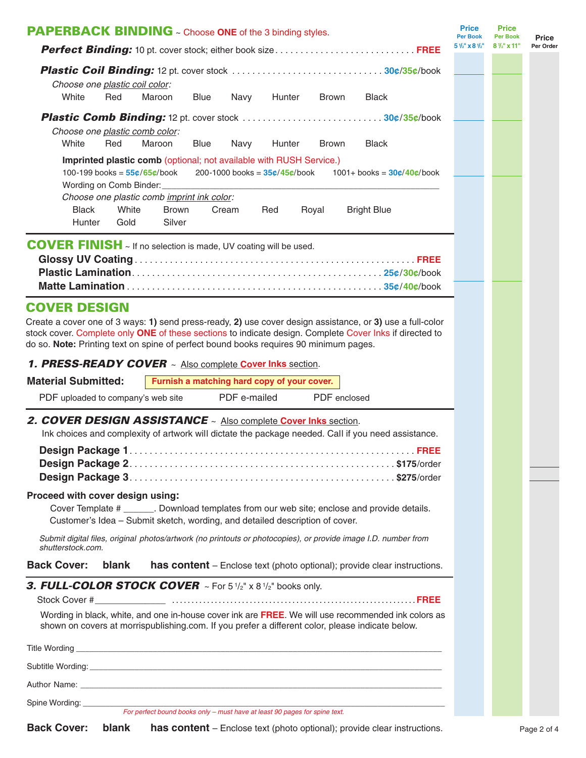| | Price Per Book 5 1/2" x 8 1/2" | Price Per Book 8 1/2" x 11" | Price Per Order |
|---|---|---|---|

## PAPERBACK BINDING ~ Choose ONE of the 3 binding styles.

***Perfect Binding:*** 10 pt. cover stock; either book size . . . . . . . . . . . . . . . . . . . . . . . . . . . . **FREE**

***Plastic Coil Binding:*** 12 pt. cover stock . . . . . . . . . . . . . . . . . . . . . . . . . . . . . . **30¢/35¢**/book

*Choose one plastic coil color:*

White Red Maroon Blue Navy Hunter Brown Black

***Plastic Comb Binding:*** 12 pt. cover stock . . . . . . . . . . . . . . . . . . . . . . . . . . . . **30¢/35¢**/book

*Choose one plastic comb color:*

White Red Maroon Blue Navy Hunter Brown Black

**Imprinted plastic comb** (optional; not available with RUSH Service.)

100-199 books = **55¢/65¢**/book   200-1000 books = **35¢/45¢**/book   1001+ books = **30¢/40¢**/book

Wording on Comb Binder:\_\_\_\_\_\_\_\_\_\_\_\_\_\_\_\_\_\_\_\_\_\_\_\_\_\_\_\_\_\_\_\_\_\_\_\_\_\_\_\_\_\_\_\_\_\_\_\_\_\_\_\_

*Choose one plastic comb imprint ink color:*

Black White Brown Cream Red Royal Bright Blue
Hunter Gold Silver

## COVER FINISH ~ If no selection is made, UV coating will be used.

**Glossy UV Coating** . . . . . . . . . . . . . . . . . . . . . . . . . . . . . . . . . . . . . . . . . . . . . . . . . . . . . **FREE**

**Plastic Lamination** . . . . . . . . . . . . . . . . . . . . . . . . . . . . . . . . . . . . . . . . . . . . . . . . . . . **25¢/30¢**/book

**Matte Lamination** . . . . . . . . . . . . . . . . . . . . . . . . . . . . . . . . . . . . . . . . . . . . . . . . . . . **35¢/40¢**/book

## COVER DESIGN

Create a cover one of 3 ways: **1)** send press-ready, **2)** use cover design assistance, or **3)** use a full-color stock cover. Complete only **ONE** of these sections to indicate design. Complete Cover Inks if directed to do so. **Note:** Printing text on spine of perfect bound books requires 90 minimum pages.

### *1. PRESS-READY COVER* ~ Also complete Cover Inks section.

**Material Submitted:** **Furnish a matching hard copy of your cover.**

PDF uploaded to company's web site   PDF e-mailed   PDF enclosed

### *2. COVER DESIGN ASSISTANCE* ~ Also complete Cover Inks section.

Ink choices and complexity of artwork will dictate the package needed. Call if you need assistance.

**Design Package 1** . . . . . . . . . . . . . . . . . . . . . . . . . . . . . . . . . . . . . . . . . . . . . . . . . . . . . **FREE**

**Design Package 2** . . . . . . . . . . . . . . . . . . . . . . . . . . . . . . . . . . . . . . . . . . . . . . . . . . . **$175**/order

**Design Package 3** . . . . . . . . . . . . . . . . . . . . . . . . . . . . . . . . . . . . . . . . . . . . . . . . . . . **$275**/order

**Proceed with cover design using:**

Cover Template # \_\_\_\_\_\_. Download templates from our web site; enclose and provide details.

Customer's Idea – Submit sketch, wording, and detailed description of cover.

*Submit digital files, original photos/artwork (no printouts or photocopies), or provide image I.D. number from shutterstock.com.*

**Back Cover:** **blank** **has content** – Enclose text (photo optional); provide clear instructions.

### *3. FULL-COLOR STOCK COVER* ~ For 5 1/2" x 8 1/2" books only.

Stock Cover #\_\_\_\_\_\_\_\_\_\_\_\_\_\_ . . . . . . . . . . . . . . . . . . . . . . . . . . . . . . . . . . . . . . . . . . . . . . . **FREE**

Wording in black, white, and one in-house cover ink are **FREE**. We will use recommended ink colors as shown on covers at morrispublishing.com. If you prefer a different color, please indicate below.

Title Wording \_\_\_\_\_\_\_\_\_\_\_\_\_\_\_\_\_\_\_\_\_\_\_\_\_\_\_\_\_\_\_\_\_\_\_\_\_\_\_\_\_\_\_\_\_\_\_\_\_\_\_\_\_\_\_\_\_\_\_\_

Subtitle Wording: \_\_\_\_\_\_\_\_\_\_\_\_\_\_\_\_\_\_\_\_\_\_\_\_\_\_\_\_\_\_\_\_\_\_\_\_\_\_\_\_\_\_\_\_\_\_\_\_\_\_\_\_\_\_\_\_\_\_

Author Name: \_\_\_\_\_\_\_\_\_\_\_\_\_\_\_\_\_\_\_\_\_\_\_\_\_\_\_\_\_\_\_\_\_\_\_\_\_\_\_\_\_\_\_\_\_\_\_\_\_\_\_\_\_\_\_\_\_\_\_\_

Spine Wording: \_\_\_\_\_\_\_\_\_\_\_\_\_\_\_\_\_\_\_\_\_\_\_\_\_\_\_\_\_\_\_\_\_\_\_\_\_\_\_\_\_\_\_\_\_\_\_\_\_\_\_\_\_\_\_\_\_\_\_

*For perfect bound books only – must have at least 90 pages for spine text.*

**Back Cover:** **blank** **has content** – Enclose text (photo optional); provide clear instructions.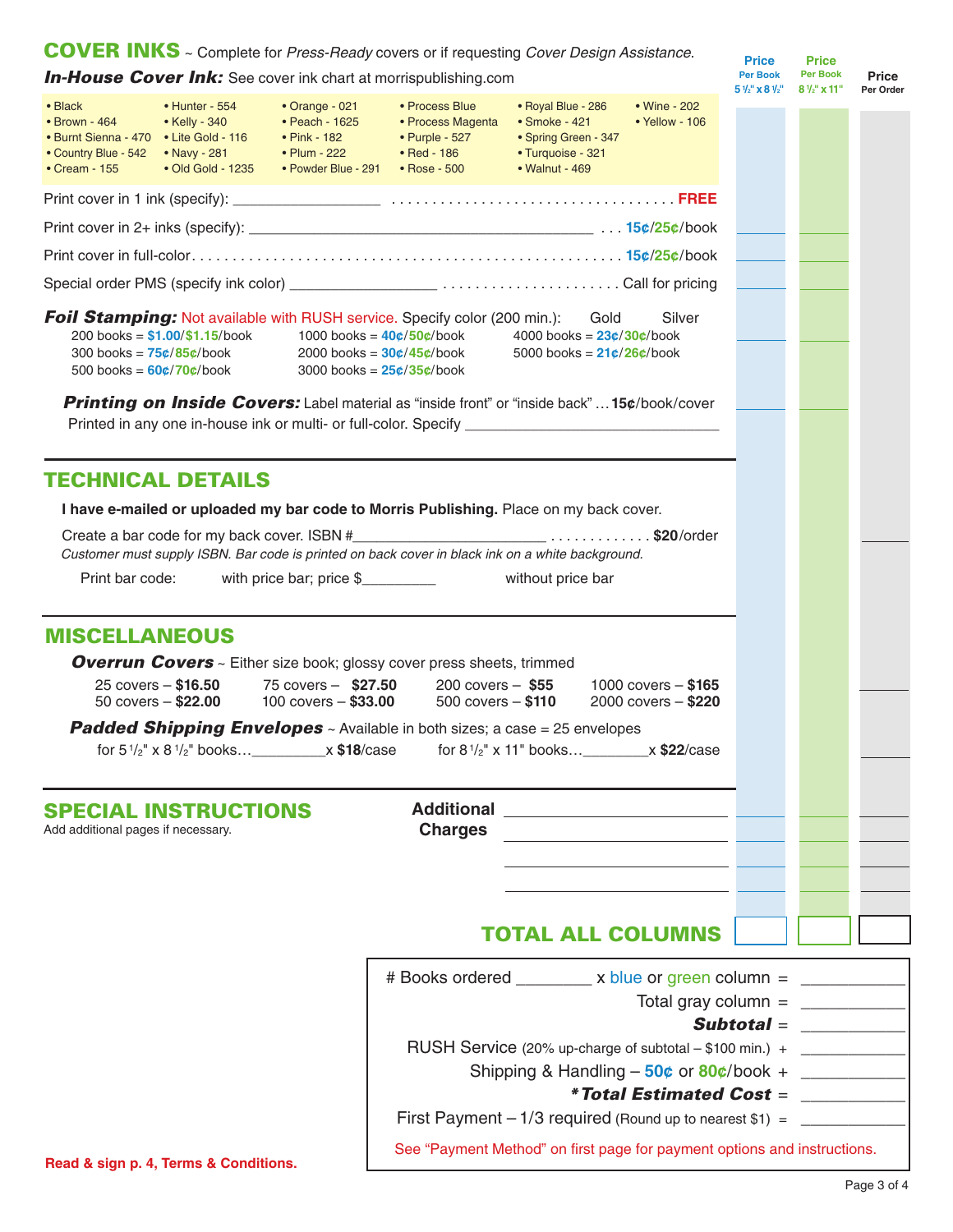## COVER INKS ~ Complete for *Press-Ready* covers or if requesting *Cover Design Assistance*.

| | Price Per Book 5 1/2" x 8 1/2" | Price Per Book 8 1/2" x 11" | Price Per Order |
|---|---|---|---|

***In-House Cover Ink:*** See cover ink chart at morrispublishing.com

| | | | | | |
|---|---|---|---|---|---|
| • Black | • Hunter - 554 | • Orange - 021 | • Process Blue | • Royal Blue - 286 | • Wine - 202 |
| • Brown - 464 | • Kelly - 340 | • Peach - 1625 | • Process Magenta | • Smoke - 421 | • Yellow - 106 |
| • Burnt Sienna - 470 | • Lite Gold - 116 | • Pink - 182 | • Purple - 527 | • Spring Green - 347 | |
| • Country Blue - 542 | • Navy - 281 | • Plum - 222 | • Red - 186 | • Turquoise - 321 | |
| • Cream - 155 | • Old Gold - 1235 | • Powder Blue - 291 | • Rose - 500 | • Walnut - 469 | |

Print cover in 1 ink (specify): ________________ .................................... **FREE**

Print cover in 2+ inks (specify): ______________________________________ ... **15¢/25¢**/book

Print cover in full-color................................................... **15¢/25¢**/book

Special order PMS (specify ink color) ________________ ...................... Call for pricing

***Foil Stamping:*** Not available with RUSH service. Specify color (200 min.): Gold Silver

| | | |
|---|---|---|
| 200 books = **$1.00/$1.15**/book | 1000 books = **40¢/50¢**/book | 4000 books = **23¢/30¢**/book |
| 300 books = **75¢/85¢**/book | 2000 books = **30¢/45¢**/book | 5000 books = **21¢/26¢**/book |
| 500 books = **60¢/70¢**/book | 3000 books = **25¢/35¢**/book | |

***Printing on Inside Covers:*** Label material as "inside front" or "inside back" ... **15¢**/book/cover
Printed in any one in-house ink or multi- or full-color. Specify ______________________________

## TECHNICAL DETAILS

**I have e-mailed or uploaded my bar code to Morris Publishing.** Place on my back cover.

Create a bar code for my back cover. ISBN #______________________ ............. **$20**/order
*Customer must supply ISBN. Bar code is printed on back cover in black ink on a white background.*

Print bar code: with price bar; price $_________ without price bar

## MISCELLANEOUS

***Overrun Covers*** ~ Either size book; glossy cover press sheets, trimmed

| | | | |
|---|---|---|---|
| 25 covers – **$16.50** | 75 covers – **$27.50** | 200 covers – **$55** | 1000 covers – **$165** |
| 50 covers – **$22.00** | 100 covers – **$33.00** | 500 covers – **$110** | 2000 covers – **$220** |

***Padded Shipping Envelopes*** ~ Available in both sizes; a case = 25 envelopes
for 5 1/2" x 8 1/2" books...________x **$18**/case for 8 1/2" x 11" books...________x **$22**/case

## SPECIAL INSTRUCTIONS

Add additional pages if necessary.

**Additional Charges** ______________________

## TOTAL ALL COLUMNS

# Books ordered ________ x blue or green column = ____________

Total gray column = ____________

***Subtotal*** = ____________

RUSH Service (20% up-charge of subtotal – $100 min.) + ____________

Shipping & Handling – **50¢** or **80¢**/book + ____________

***\*Total Estimated Cost*** = ____________

First Payment – 1/3 required (Round up to nearest $1) = ____________

See "Payment Method" on first page for payment options and instructions.

**Read & sign p. 4, Terms & Conditions.**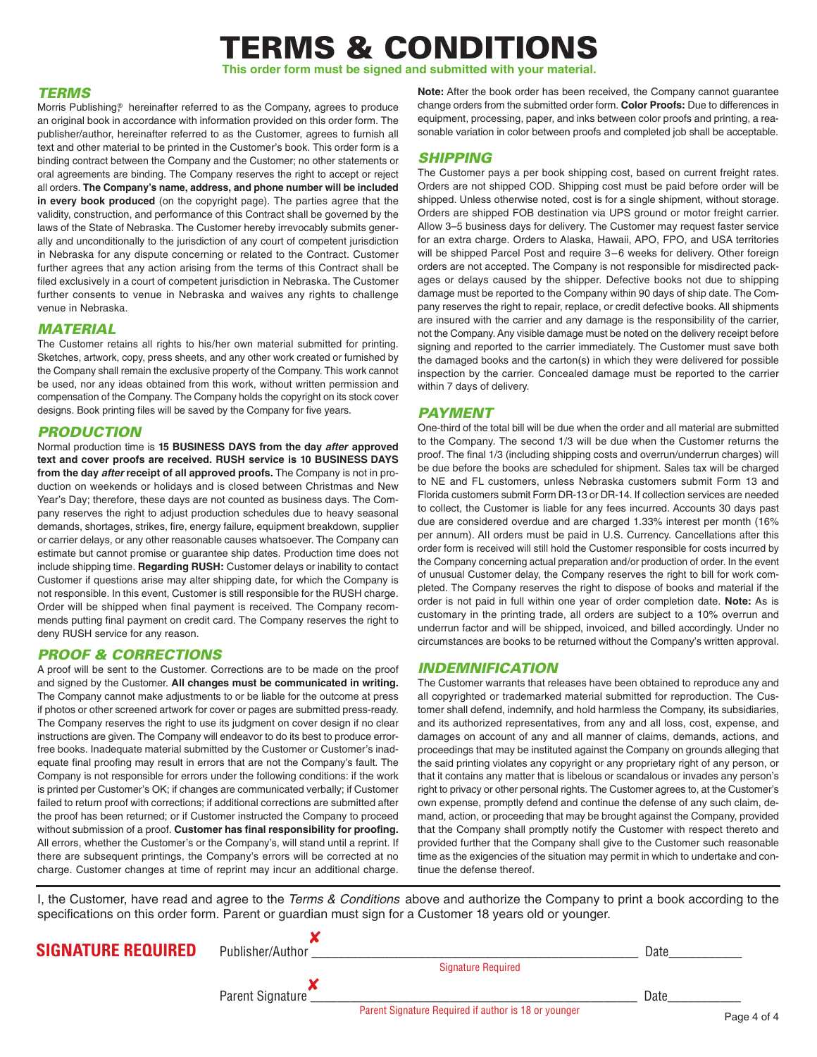# TERMS & CONDITIONS

**This order form must be signed and submitted with your material.**

## *TERMS*

Morris Publishing®, hereinafter referred to as the Company, agrees to produce an original book in accordance with information provided on this order form. The publisher/author, hereinafter referred to as the Customer, agrees to furnish all text and other material to be printed in the Customer's book. This order form is a binding contract between the Company and the Customer; no other statements or oral agreements are binding. The Company reserves the right to accept or reject all orders. **The Company's name, address, and phone number will be included in every book produced** (on the copyright page). The parties agree that the validity, construction, and performance of this Contract shall be governed by the laws of the State of Nebraska. The Customer hereby irrevocably submits generally and unconditionally to the jurisdiction of any court of competent jurisdiction in Nebraska for any dispute concerning or related to the Contract. Customer further agrees that any action arising from the terms of this Contract shall be filed exclusively in a court of competent jurisdiction in Nebraska. The Customer further consents to venue in Nebraska and waives any rights to challenge venue in Nebraska.

## *MATERIAL*

The Customer retains all rights to his/her own material submitted for printing. Sketches, artwork, copy, press sheets, and any other work created or furnished by the Company shall remain the exclusive property of the Company. This work cannot be used, nor any ideas obtained from this work, without written permission and compensation of the Company. The Company holds the copyright on its stock cover designs. Book printing files will be saved by the Company for five years.

## *PRODUCTION*

Normal production time is **15 BUSINESS DAYS from the day *after* approved text and cover proofs are received. RUSH service is 10 BUSINESS DAYS from the day *after* receipt of all approved proofs.** The Company is not in production on weekends or holidays and is closed between Christmas and New Year's Day; therefore, these days are not counted as business days. The Company reserves the right to adjust production schedules due to heavy seasonal demands, shortages, strikes, fire, energy failure, equipment breakdown, supplier or carrier delays, or any other reasonable causes whatsoever. The Company can estimate but cannot promise or guarantee ship dates. Production time does not include shipping time. **Regarding RUSH:** Customer delays or inability to contact Customer if questions arise may alter shipping date, for which the Company is not responsible. In this event, Customer is still responsible for the RUSH charge. Order will be shipped when final payment is received. The Company recommends putting final payment on credit card. The Company reserves the right to deny RUSH service for any reason.

## *PROOF & CORRECTIONS*

A proof will be sent to the Customer. Corrections are to be made on the proof and signed by the Customer. **All changes must be communicated in writing.** The Company cannot make adjustments to or be liable for the outcome at press if photos or other screened artwork for cover or pages are submitted press-ready. The Company reserves the right to use its judgment on cover design if no clear instructions are given. The Company will endeavor to do its best to produce error-free books. Inadequate material submitted by the Customer or Customer's inadequate final proofing may result in errors that are not the Company's fault. The Company is not responsible for errors under the following conditions: if the work is printed per Customer's OK; if changes are communicated verbally; if Customer failed to return proof with corrections; if additional corrections are submitted after the proof has been returned; or if Customer instructed the Company to proceed without submission of a proof. **Customer has final responsibility for proofing.** All errors, whether the Customer's or the Company's, will stand until a reprint. If there are subsequent printings, the Company's errors will be corrected at no charge. Customer changes at time of reprint may incur an additional charge.

**Note:** After the book order has been received, the Company cannot guarantee change orders from the submitted order form. **Color Proofs:** Due to differences in equipment, processing, paper, and inks between color proofs and printing, a reasonable variation in color between proofs and completed job shall be acceptable.

## *SHIPPING*

The Customer pays a per book shipping cost, based on current freight rates. Orders are not shipped COD. Shipping cost must be paid before order will be shipped. Unless otherwise noted, cost is for a single shipment, without storage. Orders are shipped FOB destination via UPS ground or motor freight carrier. Allow 3–5 business days for delivery. The Customer may request faster service for an extra charge. Orders to Alaska, Hawaii, APO, FPO, and USA territories will be shipped Parcel Post and require 3–6 weeks for delivery. Other foreign orders are not accepted. The Company is not responsible for misdirected packages or delays caused by the shipper. Defective books not due to shipping damage must be reported to the Company within 90 days of ship date. The Company reserves the right to repair, replace, or credit defective books. All shipments are insured with the carrier and any damage is the responsibility of the carrier, not the Company. Any visible damage must be noted on the delivery receipt before signing and reported to the carrier immediately. The Customer must save both the damaged books and the carton(s) in which they were delivered for possible inspection by the carrier. Concealed damage must be reported to the carrier within 7 days of delivery.

## *PAYMENT*

One-third of the total bill will be due when the order and all material are submitted to the Company. The second 1/3 will be due when the Customer returns the proof. The final 1/3 (including shipping costs and overrun/underrun charges) will be due before the books are scheduled for shipment. Sales tax will be charged to NE and FL customers, unless Nebraska customers submit Form 13 and Florida customers submit Form DR-13 or DR-14. If collection services are needed to collect, the Customer is liable for any fees incurred. Accounts 30 days past due are considered overdue and are charged 1.33% interest per month (16% per annum). All orders must be paid in U.S. Currency. Cancellations after this order form is received will still hold the Customer responsible for costs incurred by the Company concerning actual preparation and/or production of order. In the event of unusual Customer delay, the Company reserves the right to bill for work completed. The Company reserves the right to dispose of books and material if the order is not paid in full within one year of order completion date. **Note:** As is customary in the printing trade, all orders are subject to a 10% overrun and underrun factor and will be shipped, invoiced, and billed accordingly. Under no circumstances are books to be returned without the Company's written approval.

## *INDEMNIFICATION*

The Customer warrants that releases have been obtained to reproduce any and all copyrighted or trademarked material submitted for reproduction. The Customer shall defend, indemnify, and hold harmless the Company, its subsidiaries, and its authorized representatives, from any and all loss, cost, expense, and damages on account of any and all manner of claims, demands, actions, and proceedings that may be instituted against the Company on grounds alleging that the said printing violates any copyright or any proprietary right of any person, or that it contains any matter that is libelous or scandalous or invades any person's right to privacy or other personal rights. The Customer agrees to, at the Customer's own expense, promptly defend and continue the defense of any such claim, demand, action, or proceeding that may be brought against the Company, provided that the Company shall promptly notify the Customer with respect thereto and provided further that the Company shall give to the Customer such reasonable time as the exigencies of the situation may permit in which to undertake and continue the defense thereof.

---

I, the Customer, have read and agree to the *Terms & Conditions* above and authorize the Company to print a book according to the specifications on this order form. Parent or guardian must sign for a Customer 18 years old or younger.

**SIGNATURE REQUIRED**

Publisher/Author ✘ ______________________________ Date__________

Signature Required

Parent Signature ✘ ______________________________ Date__________

Parent Signature Required if author is 18 or younger